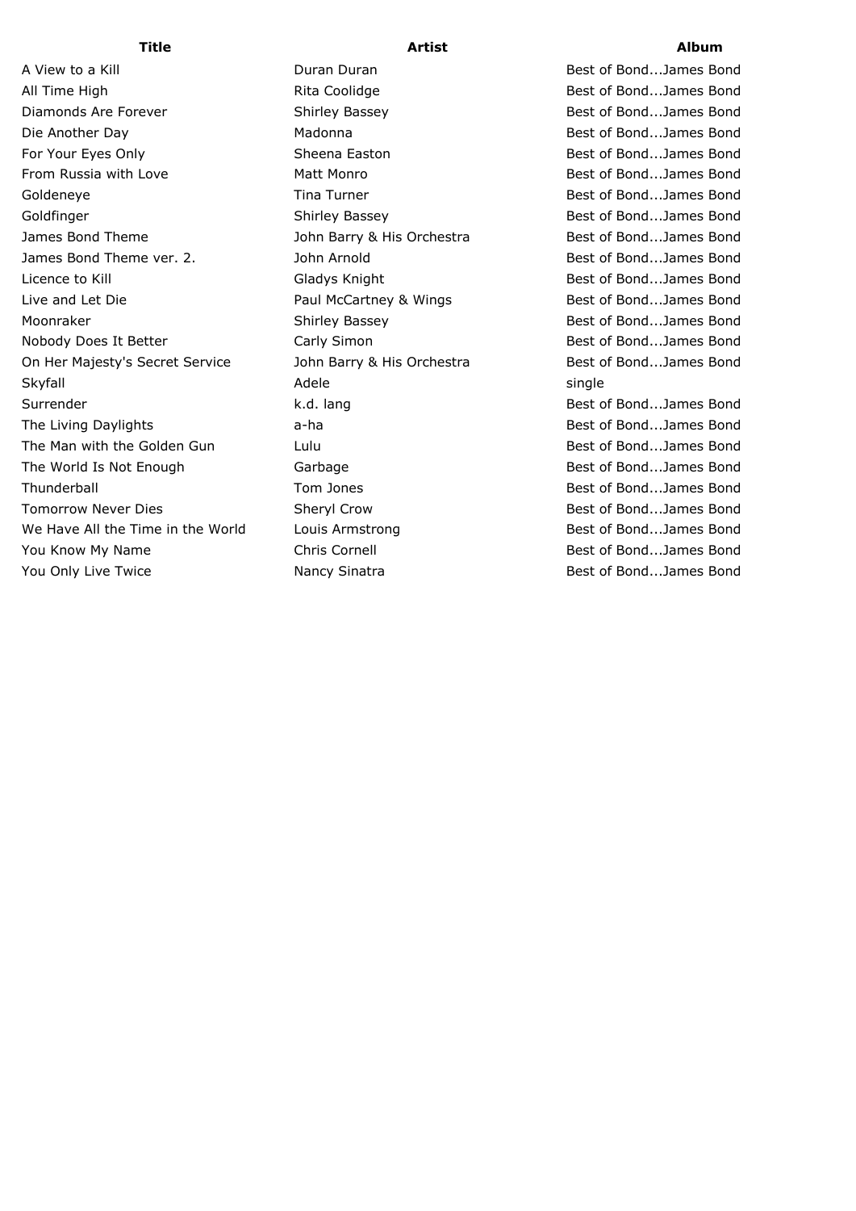| Title | Artist | Album |
| --- | --- | --- |
| A View to a Kill | Duran Duran | Best of Bond...James Bond |
| All Time High | Rita Coolidge | Best of Bond...James Bond |
| Diamonds Are Forever | Shirley Bassey | Best of Bond...James Bond |
| Die Another Day | Madonna | Best of Bond...James Bond |
| For Your Eyes Only | Sheena Easton | Best of Bond...James Bond |
| From Russia with Love | Matt Monro | Best of Bond...James Bond |
| Goldeneye | Tina Turner | Best of Bond...James Bond |
| Goldfinger | Shirley Bassey | Best of Bond...James Bond |
| James Bond Theme | John Barry & His Orchestra | Best of Bond...James Bond |
| James Bond Theme ver. 2. | John Arnold | Best of Bond...James Bond |
| Licence to Kill | Gladys Knight | Best of Bond...James Bond |
| Live and Let Die | Paul McCartney & Wings | Best of Bond...James Bond |
| Moonraker | Shirley Bassey | Best of Bond...James Bond |
| Nobody Does It Better | Carly Simon | Best of Bond...James Bond |
| On Her Majesty's Secret Service | John Barry & His Orchestra | Best of Bond...James Bond |
| Skyfall | Adele | single |
| Surrender | k.d. lang | Best of Bond...James Bond |
| The Living Daylights | a-ha | Best of Bond...James Bond |
| The Man with the Golden Gun | Lulu | Best of Bond...James Bond |
| The World Is Not Enough | Garbage | Best of Bond...James Bond |
| Thunderball | Tom Jones | Best of Bond...James Bond |
| Tomorrow Never Dies | Sheryl Crow | Best of Bond...James Bond |
| We Have All the Time in the World | Louis Armstrong | Best of Bond...James Bond |
| You Know My Name | Chris Cornell | Best of Bond...James Bond |
| You Only Live Twice | Nancy Sinatra | Best of Bond...James Bond |